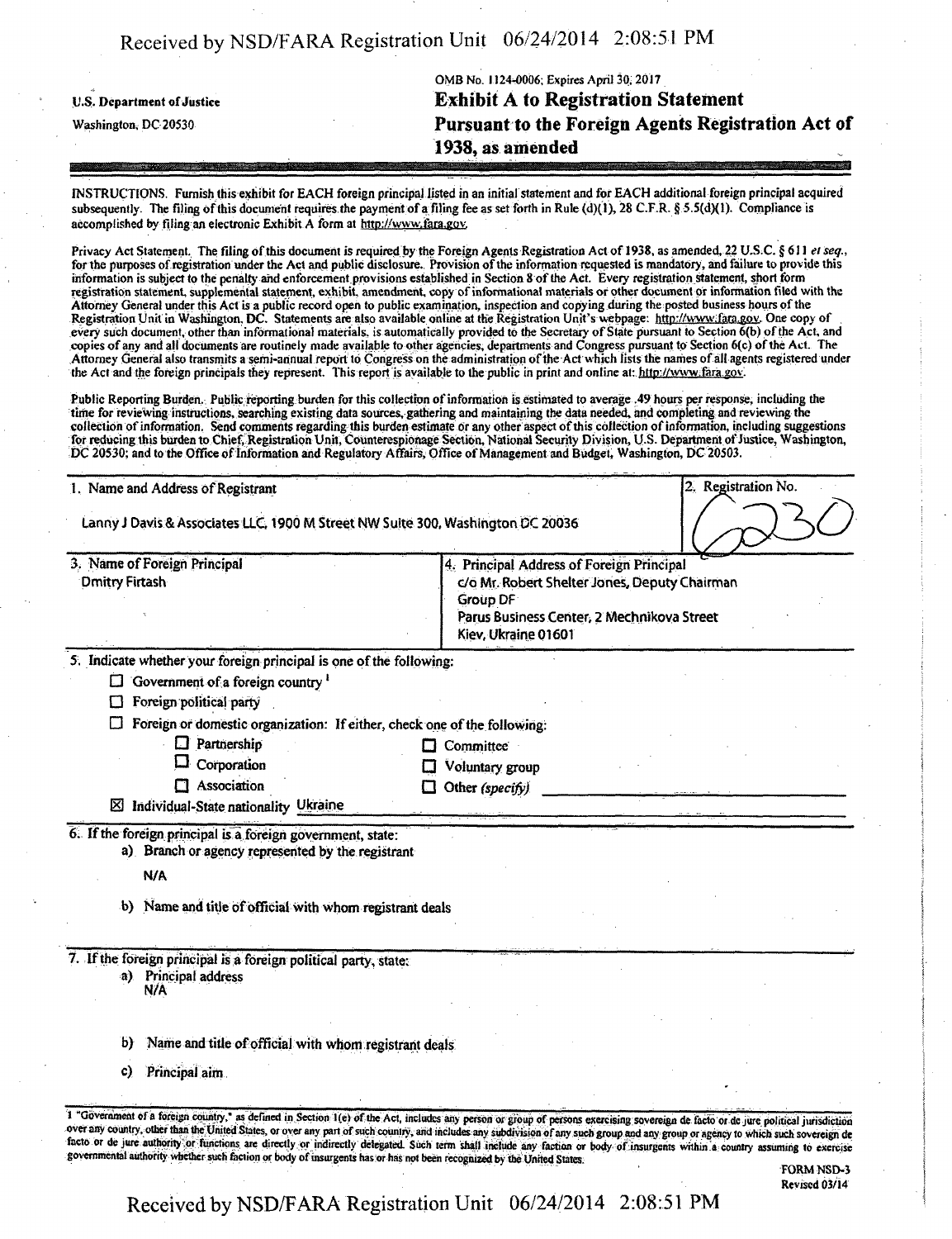U.S. Department of Justice

Washington, DC 20530

OMB No. 1124-0006; Expires April 30, 2017

# Exhibit A to Registration Statement Pursuant to the Foreign Agents Registration Act of 1938, as amended

INSTRUCTIONS. Furnish this exhibit for EACH foreign principal listed in an initial statement and for EACH additional foreign principal acquired subsequently. The filing of this document requires the payment of a filing fee as set forth in Rule (d)(1), 28 C.F.R. § 5.5(d)(1). Compliance is accomplished by filing an electronic Exhibit A form at http://www.fara.gov.

Privacy Act Statement. The filing of this document is required by the Foreign Agents Registration Act of 1938, as amended, 22 U.S.C. § 611 *et seq.*, for the purposes of registration under the Act and public disclosure. Provision of the information requested is mandatory, and failure to provide this information is subject to the penalty and enforcement provisions established in Section 8 of the Act. Every registration statement, short form registration statement, supplemental statement, exhibit, amendment, copy of informational materials or other document or information filed with the Attorney General under this Act is a public record open to public examination, inspection and copying during the posted business hours of the Registration Unit in Washington, DC. Statements are also available online at the Registration Unit's webpage: http://www.fara.gov. One copy of every such document, other than informational materials, is automatically provided to the Secretary of State pursuant to Section 6(b) of the Act, and copies of any and all documents are routinely made available to other agencies, departments and Congress pursuant to Section 6(c) of the Act. The Attorney General also transmits a semi-annual report to Congress on the administration of the Act which lists the names of all agents registered under the Act and the foreign principals they represent. This report is available to the public in print and online at: http://www.fara.gov.

Public Reporting Burden. Public reporting burden for this collection of information is estimated to average .49 hours per response, including the time for reviewing instructions, searching existing data sources, gathering and maintaining the data needed, and completing and reviewing the collection of information. Send comments regarding this burden estimate or any other aspect of this collection of information, including suggestions for reducing this burden to Chief, Registration Unit, Counterespionage Section, National Security Division, U.S. Department of Justice, Washington, DC 20530; and to the Office of Information and Regulatory Affairs, Office of Management and Budget, Washington, DC 20503.

| 1. Name and Address of Registrant | 2. Registration No. |
|---|---|
| Lanny J Davis & Associates LLC, 1900 M Street NW Suite 300, Washington DC 20036 | 6230 |

| 3. Name of Foreign Principal | 4. Principal Address of Foreign Principal |
|---|---|
| Dmitry Firtash | c/o Mr. Robert Shelter Jones, Deputy Chairman<br>Group DF<br>Parus Business Center, 2 Mechnikova Street<br>Kiev, Ukraine 01601 |

5. Indicate whether your foreign principal is one of the following:

- ☐ Government of a foreign country [1]
- ☐ Foreign political party
- ☐ Foreign or domestic organization: If either, check one of the following:
  - ☐ Partnership
  - ☐ Corporation
  - ☐ Association
  - ☐ Committee
  - ☐ Voluntary group
  - ☐ Other *(specify)*
- ☒ Individual-State nationality Ukraine

6. If the foreign principal is a foreign government, state:
   - a) Branch or agency represented by the registrant

     N/A

   - b) Name and title of official with whom registrant deals

7. If the foreign principal is a foreign political party, state:
   - a) Principal address

     N/A

   - b) Name and title of official with whom registrant deals
   - c) Principal aim

[1] "Government of a foreign country," as defined in Section 1(e) of the Act, includes any person or group of persons exercising sovereign de facto or de jure political jurisdiction over any country, other than the United States, or over any part of such country, and includes any subdivision of any such group and any group or agency to which such sovereign de facto or de jure authority or functions are directly or indirectly delegated. Such term shall include any faction or body of insurgents within a country assuming to exercise governmental authority whether such faction or body of insurgents has or has not been recognized by the United States.

FORM NSD-3
Revised 03/14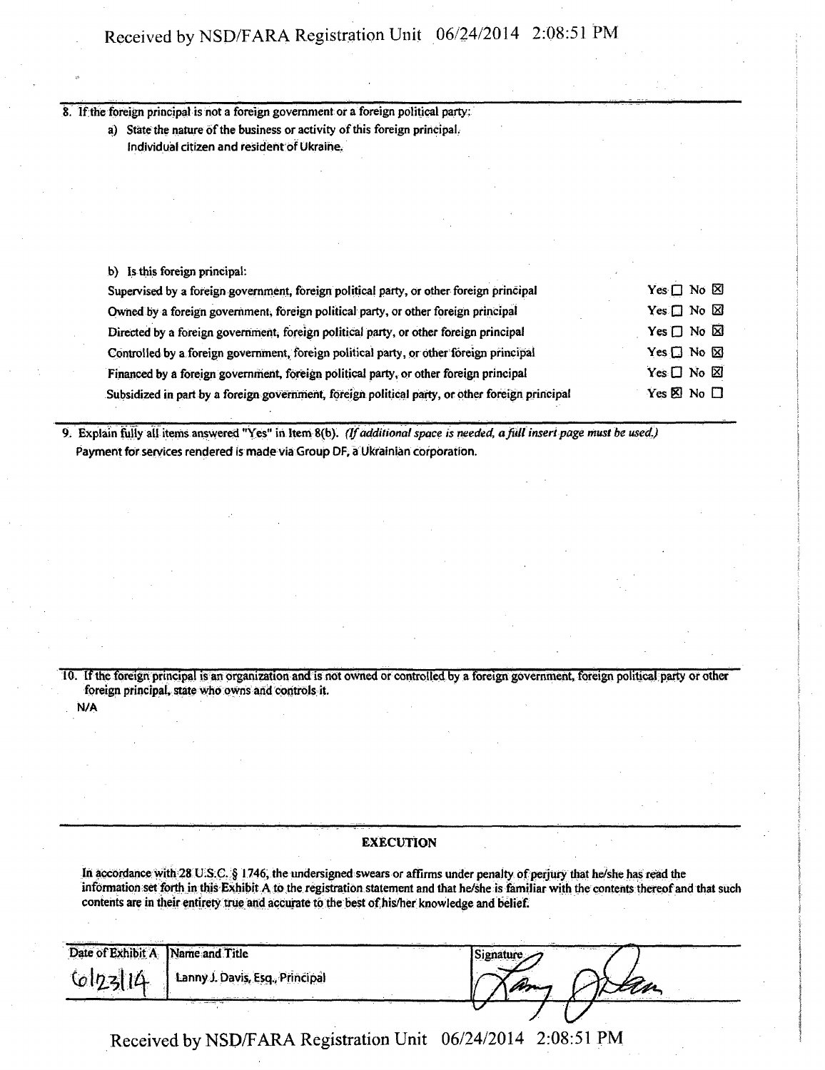8. If the foreign principal is not a foreign government or a foreign political party:
   a) State the nature of the business or activity of this foreign principal.
      Individual citizen and resident of Ukraine.

   b) Is this foreign principal:

| | |
|---|---|
| Supervised by a foreign government, foreign political party, or other foreign principal | Yes ☐ No ☒ |
| Owned by a foreign government, foreign political party, or other foreign principal | Yes ☐ No ☒ |
| Directed by a foreign government, foreign political party, or other foreign principal | Yes ☐ No ☒ |
| Controlled by a foreign government, foreign political party, or other foreign principal | Yes ☐ No ☒ |
| Financed by a foreign government, foreign political party, or other foreign principal | Yes ☐ No ☒ |
| Subsidized in part by a foreign government, foreign political party, or other foreign principal | Yes ☒ No ☐ |

9. Explain fully all items answered "Yes" in Item 8(b). *(If additional space is needed, a full insert page must be used.)*
   Payment for services rendered is made via Group DF, a Ukrainian corporation.

10. If the foreign principal is an organization and is not owned or controlled by a foreign government, foreign political party or other foreign principal, state who owns and controls it.
    N/A

## EXECUTION

In accordance with 28 U.S.C. § 1746, the undersigned swears or affirms under penalty of perjury that he/she has read the information set forth in this Exhibit A to the registration statement and that he/she is familiar with the contents thereof and that such contents are in their entirety true and accurate to the best of his/her knowledge and belief.

| Date of Exhibit A | Name and Title | Signature |
|---|---|---|
| 06/23/14 | Lanny J. Davis, Esq., Principal | Lanny Davis |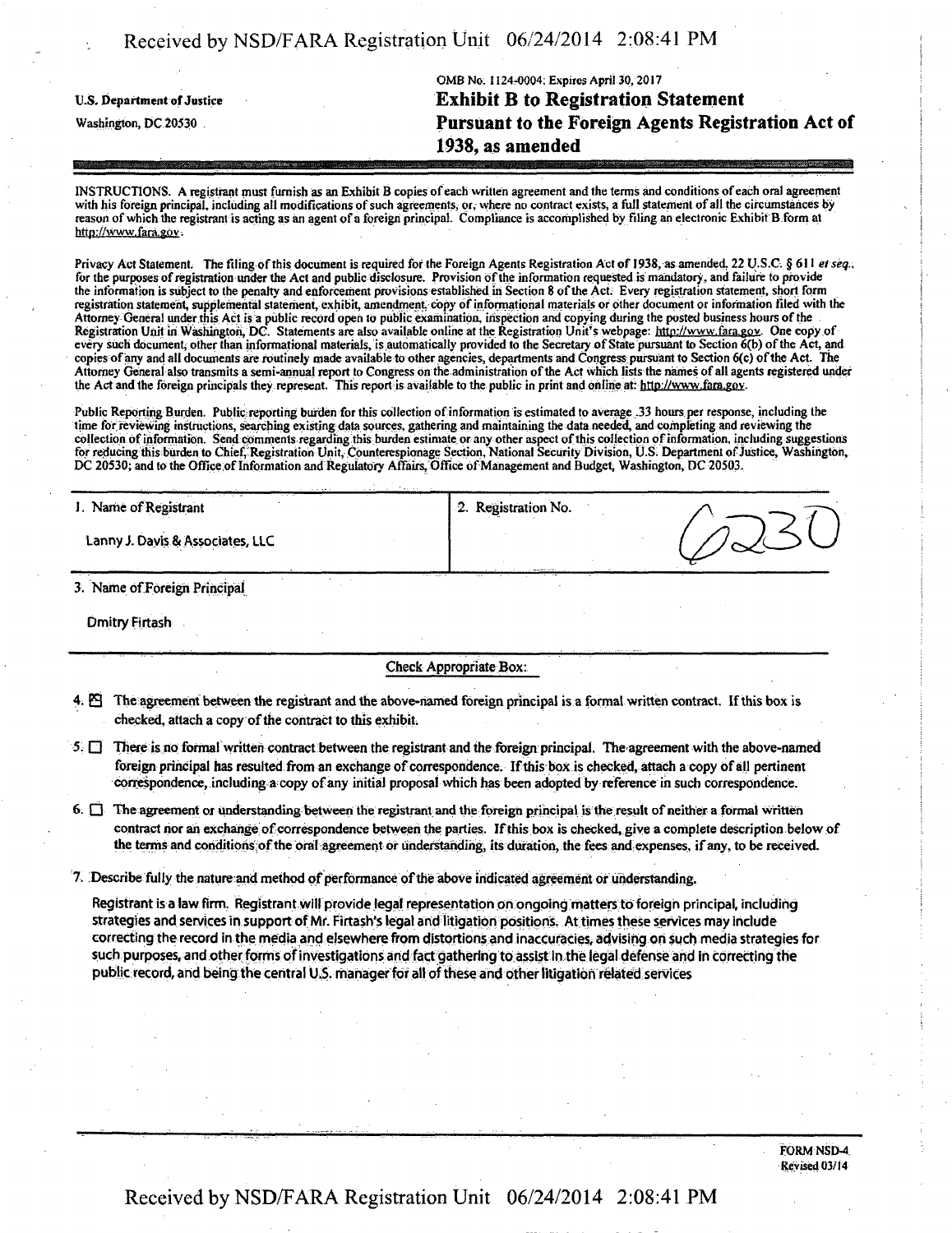U.S. Department of Justice

Washington, DC 20530

OMB No. 1124-0004; Expires April 30, 2017

# Exhibit B to Registration Statement Pursuant to the Foreign Agents Registration Act of 1938, as amended

INSTRUCTIONS. A registrant must furnish as an Exhibit B copies of each written agreement and the terms and conditions of each oral agreement with his foreign principal, including all modifications of such agreements, or, where no contract exists, a full statement of all the circumstances by reason of which the registrant is acting as an agent of a foreign principal. Compliance is accomplished by filing an electronic Exhibit B form at http://www.fara.gov.

Privacy Act Statement. The filing of this document is required for the Foreign Agents Registration Act of 1938, as amended, 22 U.S.C. § 611 *et seq.*, for the purposes of registration under the Act and public disclosure. Provision of the information requested is mandatory, and failure to provide the information is subject to the penalty and enforcement provisions established in Section 8 of the Act. Every registration statement, short form registration statement, supplemental statement, exhibit, amendment, copy of informational materials or other document or information filed with the Attorney General under this Act is a public record open to public examination, inspection and copying during the posted business hours of the Registration Unit in Washington, DC. Statements are also available online at the Registration Unit's webpage: http://www.fara.gov. One copy of every such document, other than informational materials, is automatically provided to the Secretary of State pursuant to Section 6(b) of the Act, and copies of any and all documents are routinely made available to other agencies, departments and Congress pursuant to Section 6(c) of the Act. The Attorney General also transmits a semi-annual report to Congress on the administration of the Act which lists the names of all agents registered under the Act and the foreign principals they represent. This report is available to the public in print and online at: http://www.fara.gov.

Public Reporting Burden. Public reporting burden for this collection of information is estimated to average .33 hours per response, including the time for reviewing instructions, searching existing data sources, gathering and maintaining the data needed, and completing and reviewing the collection of information. Send comments regarding this burden estimate or any other aspect of this collection of information, including suggestions for reducing this burden to Chief, Registration Unit, Counterespionage Section, National Security Division, U.S. Department of Justice, Washington, DC 20530; and to the Office of Information and Regulatory Affairs, Office of Management and Budget, Washington, DC 20503.

| 1. Name of Registrant | 2. Registration No. |
|---|---|
| Lanny J. Davis & Associates, LLC | 6230 |

3. Name of Foreign Principal

Dmitry Firtash

Check Appropriate Box:

4. [X] The agreement between the registrant and the above-named foreign principal is a formal written contract. If this box is checked, attach a copy of the contract to this exhibit.

5. [ ] There is no formal written contract between the registrant and the foreign principal. The agreement with the above-named foreign principal has resulted from an exchange of correspondence. If this box is checked, attach a copy of all pertinent correspondence, including a copy of any initial proposal which has been adopted by reference in such correspondence.

6. [ ] The agreement or understanding between the registrant and the foreign principal is the result of neither a formal written contract nor an exchange of correspondence between the parties. If this box is checked, give a complete description below of the terms and conditions of the oral agreement or understanding, its duration, the fees and expenses, if any, to be received.

7. Describe fully the nature and method of performance of the above indicated agreement or understanding.

Registrant is a law firm. Registrant will provide legal representation on ongoing matters to foreign principal, including strategies and services in support of Mr. Firtash's legal and litigation positions. At times these services may include correcting the record in the media and elsewhere from distortions and inaccuracies, advising on such media strategies for such purposes, and other forms of investigations and fact gathering to assist in the legal defense and in correcting the public record, and being the central U.S. manager for all of these and other litigation related services

FORM NSD-4
Revised 03/14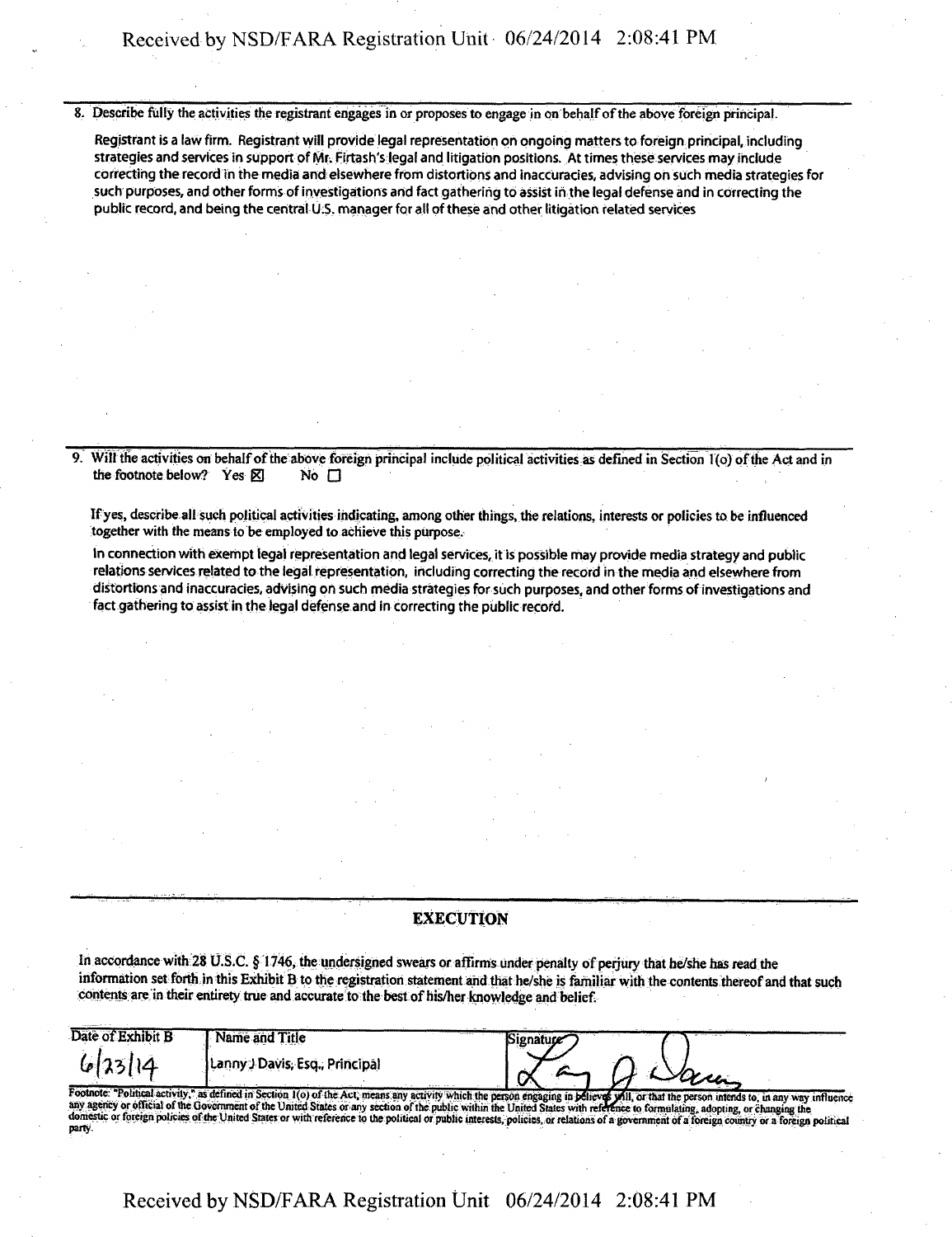8. Describe fully the activities the registrant engages in or proposes to engage in on behalf of the above foreign principal.

Registrant is a law firm. Registrant will provide legal representation on ongoing matters to foreign principal, including strategies and services in support of Mr. Firtash's legal and litigation positions. At times these services may include correcting the record in the media and elsewhere from distortions and inaccuracies, advising on such media strategies for such purposes, and other forms of investigations and fact gathering to assist in the legal defense and in correcting the public record, and being the central U.S. manager for all of these and other litigation related services

9. Will the activities on behalf of the above foreign principal include political activities as defined in Section 1(o) of the Act and in the footnote below? Yes ☒ No ☐

If yes, describe all such political activities indicating, among other things, the relations, interests or policies to be influenced together with the means to be employed to achieve this purpose.

In connection with exempt legal representation and legal services, it is possible may provide media strategy and public relations services related to the legal representation, including correcting the record in the media and elsewhere from distortions and inaccuracies, advising on such media strategies for such purposes, and other forms of investigations and fact gathering to assist in the legal defense and in correcting the public record.

## EXECUTION

In accordance with 28 U.S.C. § 1746, the undersigned swears or affirms under penalty of perjury that he/she has read the information set forth in this Exhibit B to the registration statement and that he/she is familiar with the contents thereof and that such contents are in their entirety true and accurate to the best of his/her knowledge and belief.

| Date of Exhibit B | Name and Title | Signature |
|---|---|---|
| 6/23/14 | Lanny J Davis, Esq., Principal | Lanny J Davis |

Footnote: "Political activity," as defined in Section 1(o) of the Act, means any activity which the person engaging in believes will, or that the person intends to, in any way influence any agency or official of the Government of the United States or any section of the public within the United States with reference to formulating, adopting, or changing the domestic or foreign policies of the United States or with reference to the political or public interests, policies, or relations of a government of a foreign country or a foreign political party.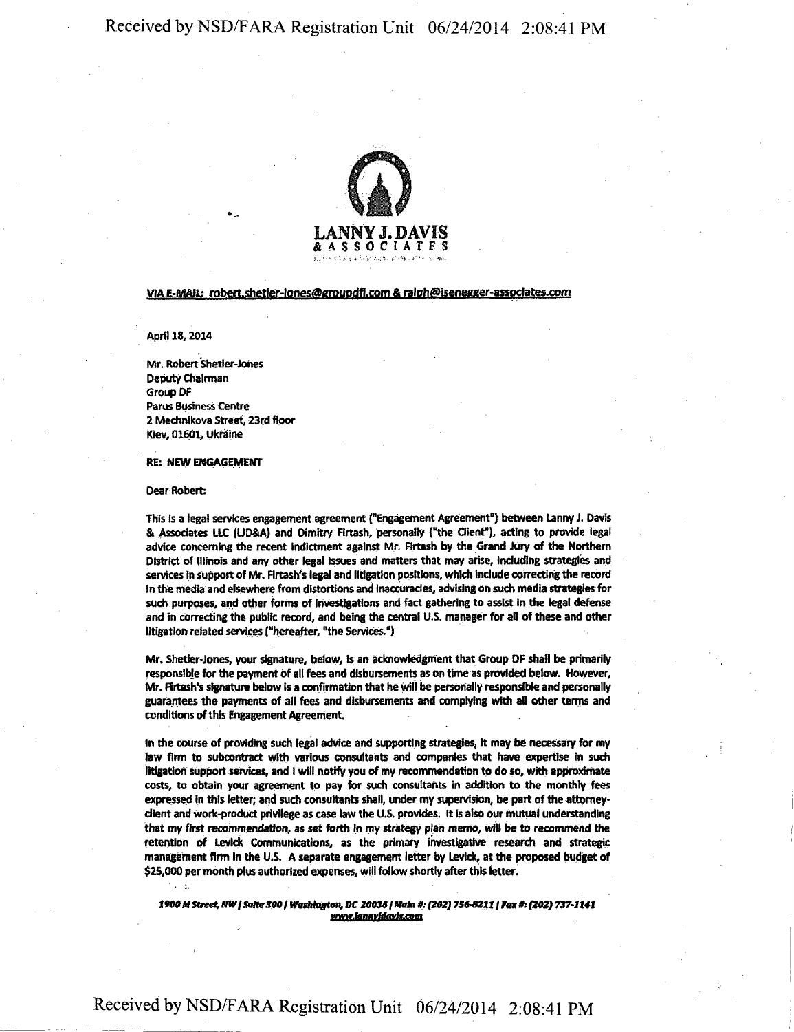**LANNY J. DAVIS**
**& ASSOCIATES**

VIA E-MAIL: robert.shetler-jones@groupdf.com & ralph@isenegger-associates.com

April 18, 2014

Mr. Robert Shetler-Jones
Deputy Chairman
Group DF
Parus Business Centre
2 Mechnikova Street, 23rd floor
Kiev, 01601, Ukraine

**RE: NEW ENGAGEMENT**

Dear Robert:

This is a legal services engagement agreement ("Engagement Agreement") between Lanny J. Davis & Associates LLC (LJD&A) and Dimitry Firtash, personally ("the Client"), acting to provide legal advice concerning the recent indictment against Mr. Firtash by the Grand Jury of the Northern District of Illinois and any other legal issues and matters that may arise, including strategies and services in support of Mr. Firtash's legal and litigation positions, which include correcting the record in the media and elsewhere from distortions and inaccuracies, advising on such media strategies for such purposes, and other forms of investigations and fact gathering to assist in the legal defense and in correcting the public record, and being the central U.S. manager for all of these and other litigation related services ("hereafter, "the Services.")

Mr. Shetler-Jones, your signature, below, is an acknowledgment that Group DF shall be primarily responsible for the payment of all fees and disbursements as on time as provided below. However, Mr. Firtash's signature below is a confirmation that he will be personally responsible and personally guarantees the payments of all fees and disbursements and complying with all other terms and conditions of this Engagement Agreement.

In the course of providing such legal advice and supporting strategies, it may be necessary for my law firm to subcontract with various consultants and companies that have expertise in such litigation support services, and I will notify you of my recommendation to do so, with approximate costs, to obtain your agreement to pay for such consultants in addition to the monthly fees expressed in this letter; and such consultants shall, under my supervision, be part of the attorney-client and work-product privilege as case law the U.S. provides. It is also our mutual understanding that my first recommendation, as set forth in my strategy plan memo, will be to recommend the retention of Levick Communications, as the primary investigative research and strategic management firm in the U.S. A separate engagement letter by Levick, at the proposed budget of $25,000 per month plus authorized expenses, will follow shortly after this letter.

*1900 M Street, NW | Suite 300 | Washington, DC 20036 | Main #: (202) 756-8211 | Fax #: (202) 737-1141*
*www.lannyjdavis.com*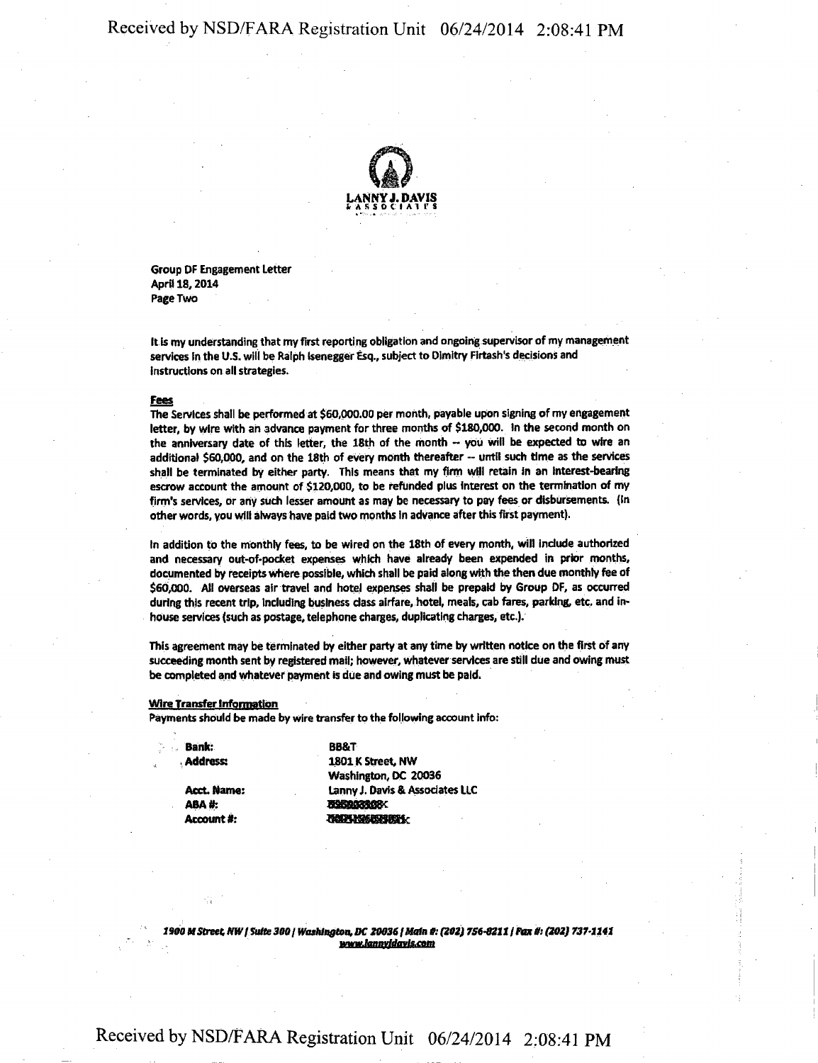LANNY J. DAVIS & ASSOCIATES

Group DF Engagement Letter
April 18, 2014
Page Two

It is my understanding that my first reporting obligation and ongoing supervisor of my management services in the U.S. will be Ralph Isenegger Esq., subject to Dimitry Firtash's decisions and instructions on all strategies.

**Fees**

The Services shall be performed at $60,000.00 per month, payable upon signing of my engagement letter, by wire with an advance payment for three months of $180,000. In the second month on the anniversary date of this letter, the 18th of the month -- you will be expected to wire an additional $60,000, and on the 18th of every month thereafter -- until such time as the services shall be terminated by either party. This means that my firm will retain in an interest-bearing escrow account the amount of $120,000, to be refunded plus interest on the termination of my firm's services, or any such lesser amount as may be necessary to pay fees or disbursements. (In other words, you will always have paid two months in advance after this first payment).

In addition to the monthly fees, to be wired on the 18th of every month, will include authorized and necessary out-of-pocket expenses which have already been expended in prior months, documented by receipts where possible, which shall be paid along with the then due monthly fee of $60,000. All overseas air travel and hotel expenses shall be prepaid by Group DF, as occurred during this recent trip, including business class airfare, hotel, meals, cab fares, parking, etc. and in-house services (such as postage, telephone charges, duplicating charges, etc.).

This agreement may be terminated by either party at any time by written notice on the first of any succeeding month sent by registered mail; however, whatever services are still due and owing must be completed and whatever payment is due and owing must be paid.

**Wire Transfer Information**

Payments should be made by wire transfer to the following account info:

| | |
|---|---|
| **Bank:** | BB&T |
| **Address:** | 1801 K Street, NW<br>Washington, DC 20036 |
| **Acct. Name:** | Lanny J. Davis & Associates LLC |
| **ABA #:** | [redacted] |
| **Account #:** | [redacted] |

*1900 M Street, NW | Suite 300 | Washington, DC 20036 | Main #: (202) 756-8211 | Fax #: (202) 737-1141*
www.lannyjdavis.com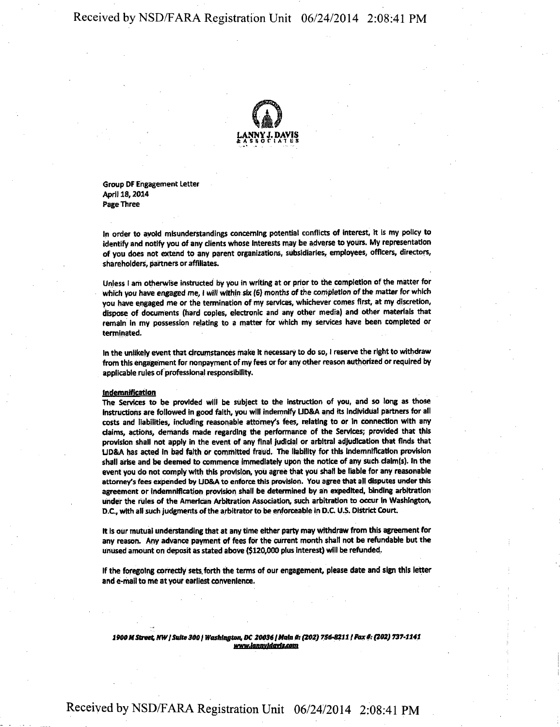LANNY J. DAVIS & ASSOCIATES

Group DF Engagement Letter
April 18, 2014
Page Three

In order to avoid misunderstandings concerning potential conflicts of interest, it is my policy to identify and notify you of any clients whose interests may be adverse to yours. My representation of you does not extend to any parent organizations, subsidiaries, employees, officers, directors, shareholders, partners or affiliates.

Unless I am otherwise instructed by you in writing at or prior to the completion of the matter for which you have engaged me, I will within six (6) months of the completion of the matter for which you have engaged me or the termination of my services, whichever comes first, at my discretion, dispose of documents (hard copies, electronic and any other media) and other materials that remain in my possession relating to a matter for which my services have been completed or terminated.

In the unlikely event that circumstances make it necessary to do so, I reserve the right to withdraw from this engagement for nonpayment of my fees or for any other reason authorized or required by applicable rules of professional responsibility.

**Indemnification**

The Services to be provided will be subject to the instruction of you, and so long as those instructions are followed in good faith, you will indemnify LJD&A and its individual partners for all costs and liabilities, including reasonable attorney's fees, relating to or in connection with any claims, actions, demands made regarding the performance of the Services; provided that this provision shall not apply in the event of any final judicial or arbitral adjudication that finds that LJD&A has acted in bad faith or committed fraud. The liability for this indemnification provision shall arise and be deemed to commence immediately upon the notice of any such claim(s). In the event you do not comply with this provision, you agree that you shall be liable for any reasonable attorney's fees expended by LJD&A to enforce this provision. You agree that all disputes under this agreement or indemnification provision shall be determined by an expedited, binding arbitration under the rules of the American Arbitration Association, such arbitration to occur in Washington, D.C., with all such judgments of the arbitrator to be enforceable in D.C. U.S. District Court.

It is our mutual understanding that at any time either party may withdraw from this agreement for any reason. Any advance payment of fees for the current month shall not be refundable but the unused amount on deposit as stated above ($120,000 plus interest) will be refunded.

If the foregoing correctly sets forth the terms of our engagement, please date and sign this letter and e-mail to me at your earliest convenience.

*1900 M Street, NW | Suite 300 | Washington, DC 20036 | Main #: (202) 756-8211 | Fax #: (202) 737-1141*
*www.lannyjdavis.com*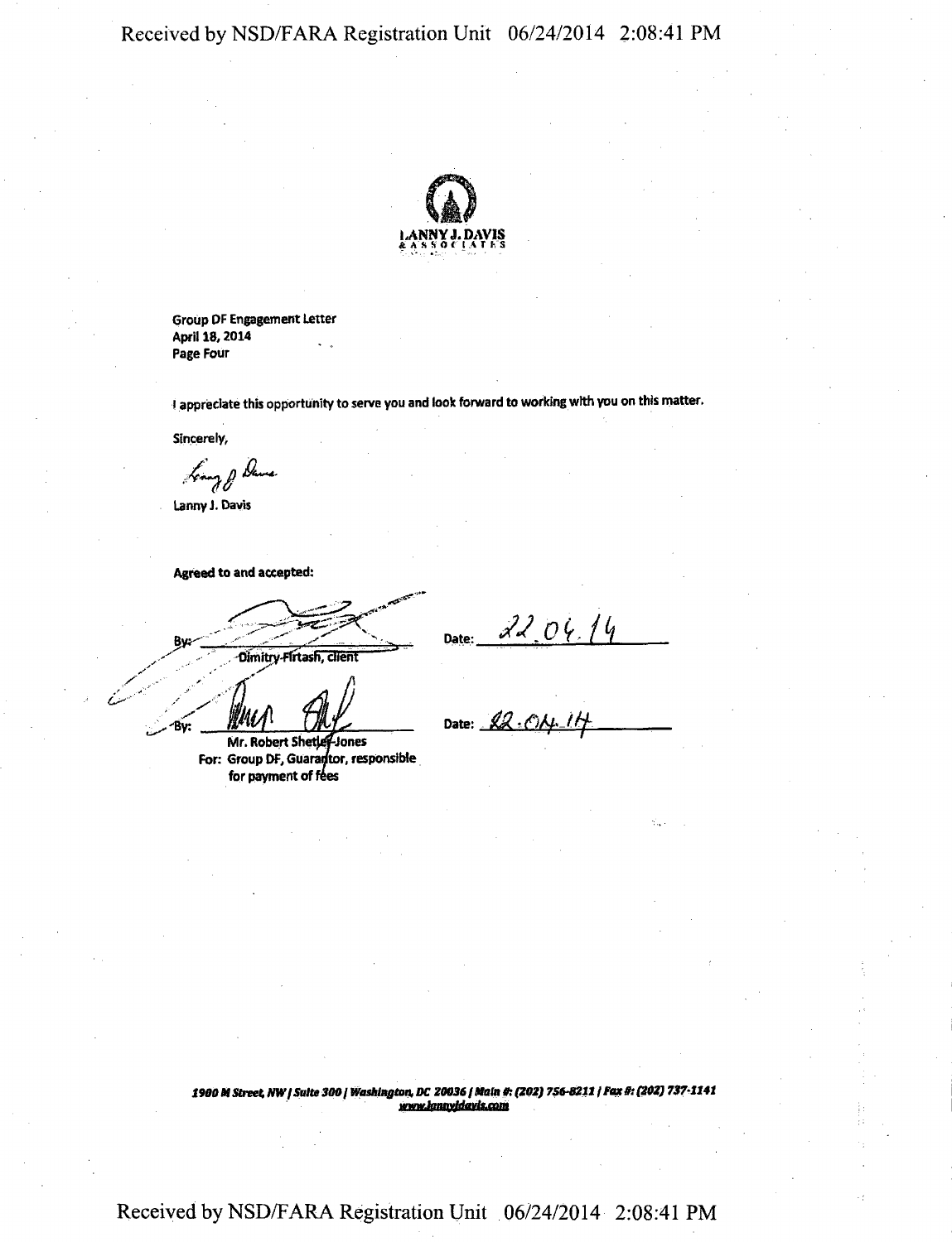LANNY J. DAVIS & ASSOCIATES

Group DF Engagement Letter
April 18, 2014
Page Four

I appreciate this opportunity to serve you and look forward to working with you on this matter.

Sincerely,

Lanny J. Davis

**Agreed to and accepted:**

By: ______________________ Date: 22.04.14
Dimitry Firtash, client

By: ______________________ Date: 22.04.14
Mr. Robert Shetler-Jones
For: Group DF, Guarantor, responsible for payment of fees

*1900 M Street, NW | Suite 300 | Washington, DC 20036 | Main #: (202) 756-8211 | Fax #: (202) 737-1141*
*www.lannyjdavis.com*